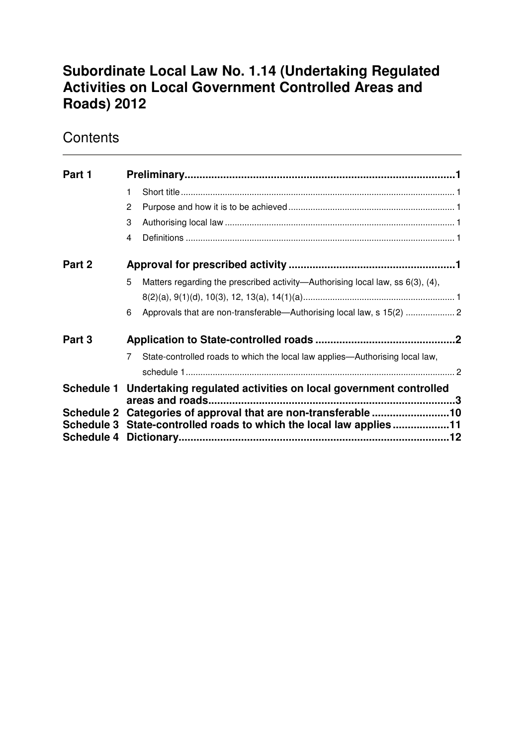# Subordinate Local Law No. 1.14 (Undertaking Regulated Activities on Local Government Controlled Areas and Roads) 2012

## Contents

| | | |
|---|---|---|
| **Part 1** | **Preliminary** | **1** |
| | 1 Short title | 1 |
| | 2 Purpose and how it is to be achieved | 1 |
| | 3 Authorising local law | 1 |
| | 4 Definitions | 1 |
| **Part 2** | **Approval for prescribed activity** | **1** |
| | 5 Matters regarding the prescribed activity—Authorising local law, ss 6(3), (4), 8(2)(a), 9(1)(d), 10(3), 12, 13(a), 14(1)(a) | 1 |
| | 6 Approvals that are non-transferable—Authorising local law, s 15(2) | 2 |
| **Part 3** | **Application to State-controlled roads** | **2** |
| | 7 State-controlled roads to which the local law applies—Authorising local law, schedule 1 | 2 |
| **Schedule 1** | **Undertaking regulated activities on local government controlled areas and roads** | **3** |
| **Schedule 2** | **Categories of approval that are non-transferable** | **10** |
| **Schedule 3** | **State-controlled roads to which the local law applies** | **11** |
| **Schedule 4** | **Dictionary** | **12** |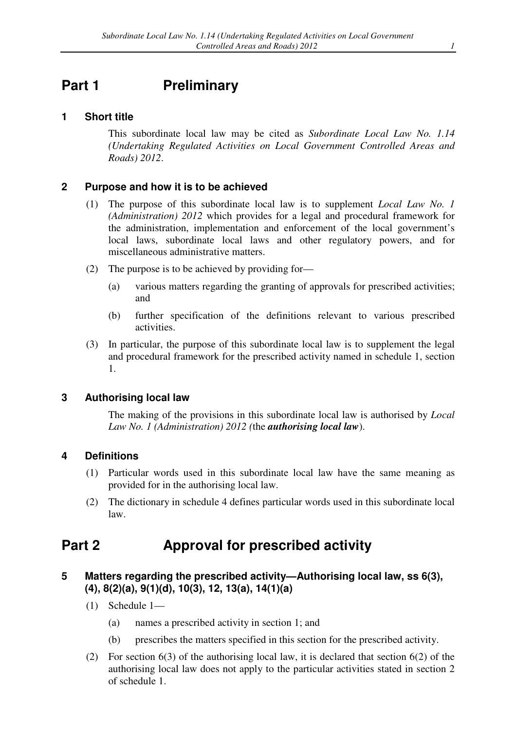# Part 1 Preliminary

## 1 Short title

This subordinate local law may be cited as *Subordinate Local Law No. 1.14 (Undertaking Regulated Activities on Local Government Controlled Areas and Roads) 2012*.

## 2 Purpose and how it is to be achieved

(1) The purpose of this subordinate local law is to supplement *Local Law No. 1 (Administration) 2012* which provides for a legal and procedural framework for the administration, implementation and enforcement of the local government's local laws, subordinate local laws and other regulatory powers, and for miscellaneous administrative matters.

(2) The purpose is to be achieved by providing for—

(a) various matters regarding the granting of approvals for prescribed activities; and

(b) further specification of the definitions relevant to various prescribed activities.

(3) In particular, the purpose of this subordinate local law is to supplement the legal and procedural framework for the prescribed activity named in schedule 1, section 1.

## 3 Authorising local law

The making of the provisions in this subordinate local law is authorised by *Local Law No. 1 (Administration) 2012* (the ***authorising local law***).

## 4 Definitions

(1) Particular words used in this subordinate local law have the same meaning as provided for in the authorising local law.

(2) The dictionary in schedule 4 defines particular words used in this subordinate local law.

# Part 2 Approval for prescribed activity

## 5 Matters regarding the prescribed activity—Authorising local law, ss 6(3), (4), 8(2)(a), 9(1)(d), 10(3), 12, 13(a), 14(1)(a)

(1) Schedule 1—

(a) names a prescribed activity in section 1; and

(b) prescribes the matters specified in this section for the prescribed activity.

(2) For section 6(3) of the authorising local law, it is declared that section 6(2) of the authorising local law does not apply to the particular activities stated in section 2 of schedule 1.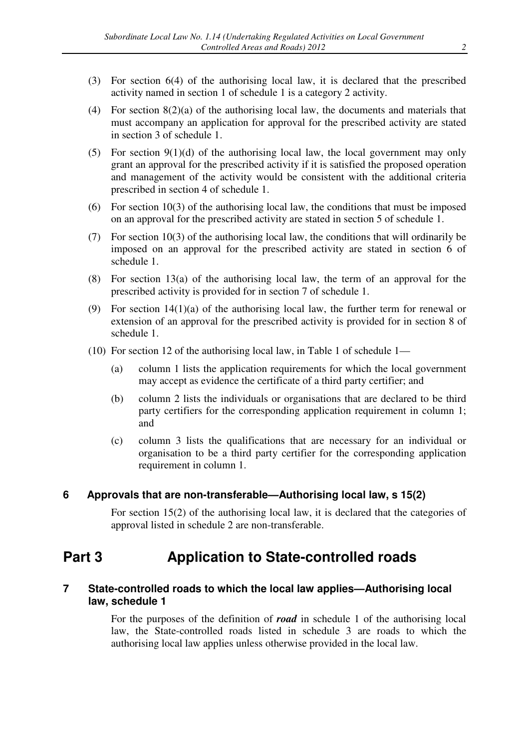(3) For section 6(4) of the authorising local law, it is declared that the prescribed activity named in section 1 of schedule 1 is a category 2 activity.

(4) For section 8(2)(a) of the authorising local law, the documents and materials that must accompany an application for approval for the prescribed activity are stated in section 3 of schedule 1.

(5) For section 9(1)(d) of the authorising local law, the local government may only grant an approval for the prescribed activity if it is satisfied the proposed operation and management of the activity would be consistent with the additional criteria prescribed in section 4 of schedule 1.

(6) For section 10(3) of the authorising local law, the conditions that must be imposed on an approval for the prescribed activity are stated in section 5 of schedule 1.

(7) For section 10(3) of the authorising local law, the conditions that will ordinarily be imposed on an approval for the prescribed activity are stated in section 6 of schedule 1.

(8) For section 13(a) of the authorising local law, the term of an approval for the prescribed activity is provided for in section 7 of schedule 1.

(9) For section 14(1)(a) of the authorising local law, the further term for renewal or extension of an approval for the prescribed activity is provided for in section 8 of schedule 1.

(10) For section 12 of the authorising local law, in Table 1 of schedule 1—

(a) column 1 lists the application requirements for which the local government may accept as evidence the certificate of a third party certifier; and

(b) column 2 lists the individuals or organisations that are declared to be third party certifiers for the corresponding application requirement in column 1; and

(c) column 3 lists the qualifications that are necessary for an individual or organisation to be a third party certifier for the corresponding application requirement in column 1.

### 6 Approvals that are non-transferable—Authorising local law, s 15(2)

For section 15(2) of the authorising local law, it is declared that the categories of approval listed in schedule 2 are non-transferable.

## Part 3 Application to State-controlled roads

### 7 State-controlled roads to which the local law applies—Authorising local law, schedule 1

For the purposes of the definition of ***road*** in schedule 1 of the authorising local law, the State-controlled roads listed in schedule 3 are roads to which the authorising local law applies unless otherwise provided in the local law.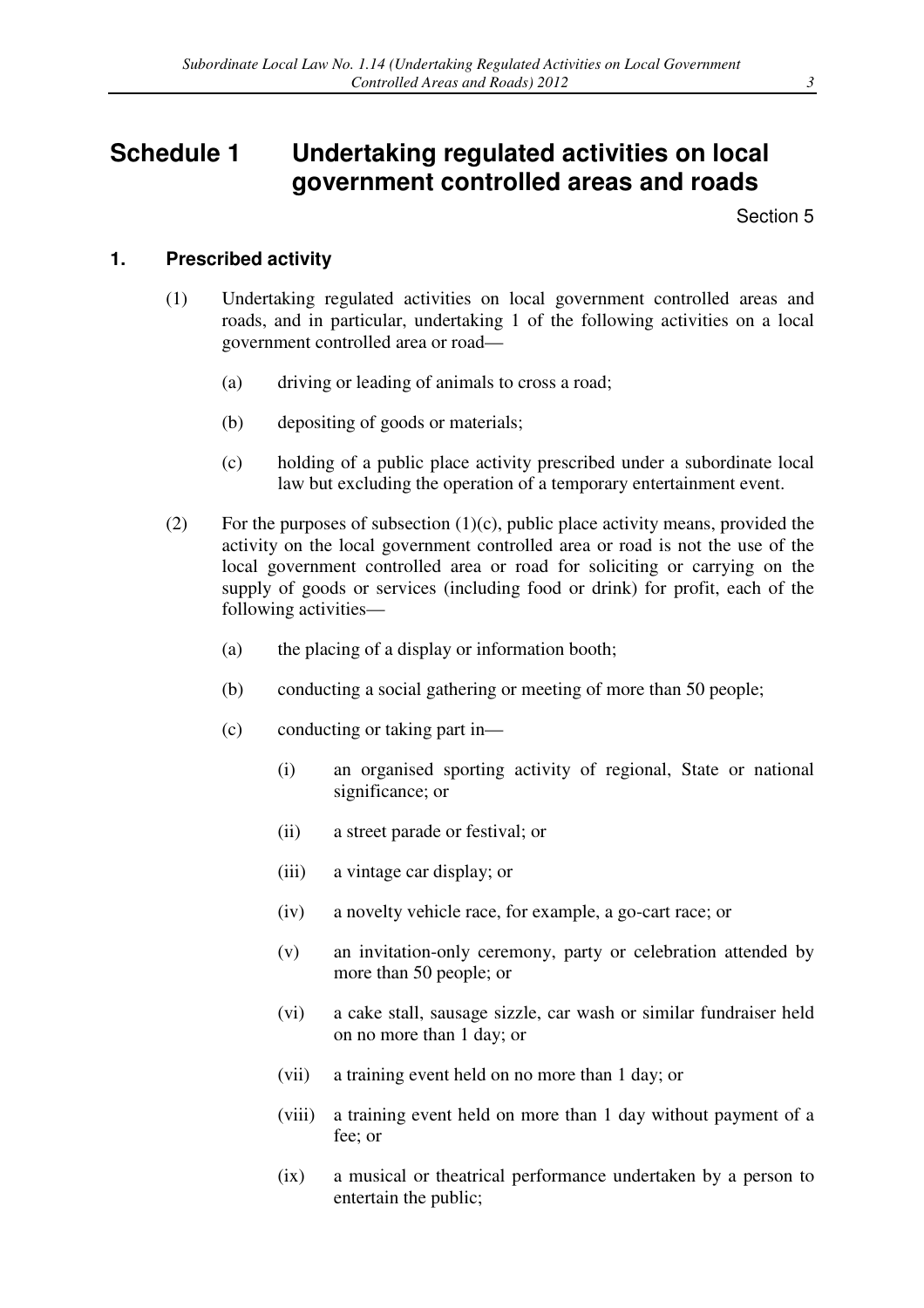# Schedule 1 Undertaking regulated activities on local government controlled areas and roads

Section 5

## 1. Prescribed activity

(1) Undertaking regulated activities on local government controlled areas and roads, and in particular, undertaking 1 of the following activities on a local government controlled area or road—

(a) driving or leading of animals to cross a road;

(b) depositing of goods or materials;

(c) holding of a public place activity prescribed under a subordinate local law but excluding the operation of a temporary entertainment event.

(2) For the purposes of subsection (1)(c), public place activity means, provided the activity on the local government controlled area or road is not the use of the local government controlled area or road for soliciting or carrying on the supply of goods or services (including food or drink) for profit, each of the following activities—

(a) the placing of a display or information booth;

(b) conducting a social gathering or meeting of more than 50 people;

(c) conducting or taking part in—

(i) an organised sporting activity of regional, State or national significance; or

(ii) a street parade or festival; or

(iii) a vintage car display; or

(iv) a novelty vehicle race, for example, a go-cart race; or

(v) an invitation-only ceremony, party or celebration attended by more than 50 people; or

(vi) a cake stall, sausage sizzle, car wash or similar fundraiser held on no more than 1 day; or

(vii) a training event held on no more than 1 day; or

(viii) a training event held on more than 1 day without payment of a fee; or

(ix) a musical or theatrical performance undertaken by a person to entertain the public;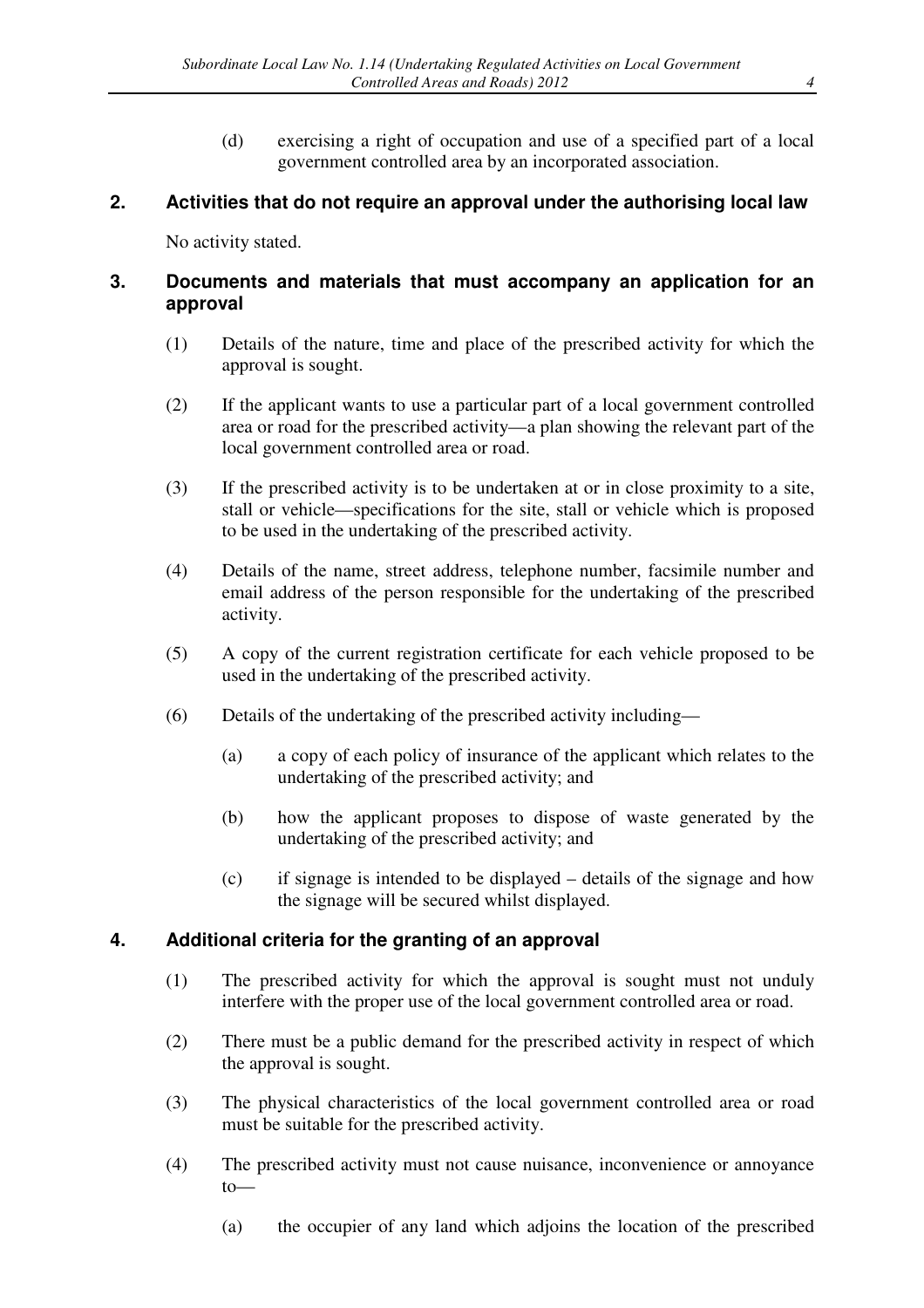(d) exercising a right of occupation and use of a specified part of a local government controlled area by an incorporated association.

## 2. Activities that do not require an approval under the authorising local law

No activity stated.

## 3. Documents and materials that must accompany an application for an approval

(1) Details of the nature, time and place of the prescribed activity for which the approval is sought.

(2) If the applicant wants to use a particular part of a local government controlled area or road for the prescribed activity—a plan showing the relevant part of the local government controlled area or road.

(3) If the prescribed activity is to be undertaken at or in close proximity to a site, stall or vehicle—specifications for the site, stall or vehicle which is proposed to be used in the undertaking of the prescribed activity.

(4) Details of the name, street address, telephone number, facsimile number and email address of the person responsible for the undertaking of the prescribed activity.

(5) A copy of the current registration certificate for each vehicle proposed to be used in the undertaking of the prescribed activity.

(6) Details of the undertaking of the prescribed activity including—

(a) a copy of each policy of insurance of the applicant which relates to the undertaking of the prescribed activity; and

(b) how the applicant proposes to dispose of waste generated by the undertaking of the prescribed activity; and

(c) if signage is intended to be displayed – details of the signage and how the signage will be secured whilst displayed.

## 4. Additional criteria for the granting of an approval

(1) The prescribed activity for which the approval is sought must not unduly interfere with the proper use of the local government controlled area or road.

(2) There must be a public demand for the prescribed activity in respect of which the approval is sought.

(3) The physical characteristics of the local government controlled area or road must be suitable for the prescribed activity.

(4) The prescribed activity must not cause nuisance, inconvenience or annoyance to—

(a) the occupier of any land which adjoins the location of the prescribed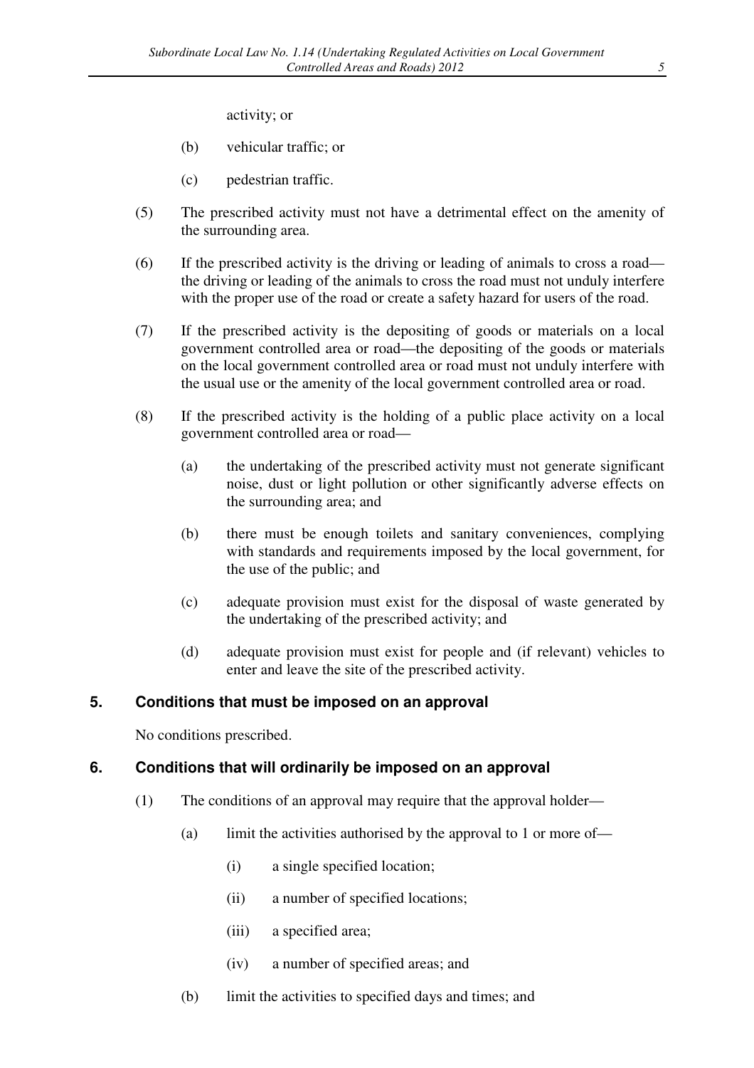activity; or

(b) vehicular traffic; or

(c) pedestrian traffic.

(5) The prescribed activity must not have a detrimental effect on the amenity of the surrounding area.

(6) If the prescribed activity is the driving or leading of animals to cross a road—the driving or leading of the animals to cross the road must not unduly interfere with the proper use of the road or create a safety hazard for users of the road.

(7) If the prescribed activity is the depositing of goods or materials on a local government controlled area or road—the depositing of the goods or materials on the local government controlled area or road must not unduly interfere with the usual use or the amenity of the local government controlled area or road.

(8) If the prescribed activity is the holding of a public place activity on a local government controlled area or road—

(a) the undertaking of the prescribed activity must not generate significant noise, dust or light pollution or other significantly adverse effects on the surrounding area; and

(b) there must be enough toilets and sanitary conveniences, complying with standards and requirements imposed by the local government, for the use of the public; and

(c) adequate provision must exist for the disposal of waste generated by the undertaking of the prescribed activity; and

(d) adequate provision must exist for people and (if relevant) vehicles to enter and leave the site of the prescribed activity.

## 5. Conditions that must be imposed on an approval

No conditions prescribed.

## 6. Conditions that will ordinarily be imposed on an approval

(1) The conditions of an approval may require that the approval holder—

(a) limit the activities authorised by the approval to 1 or more of—

(i) a single specified location;

(ii) a number of specified locations;

(iii) a specified area;

(iv) a number of specified areas; and

(b) limit the activities to specified days and times; and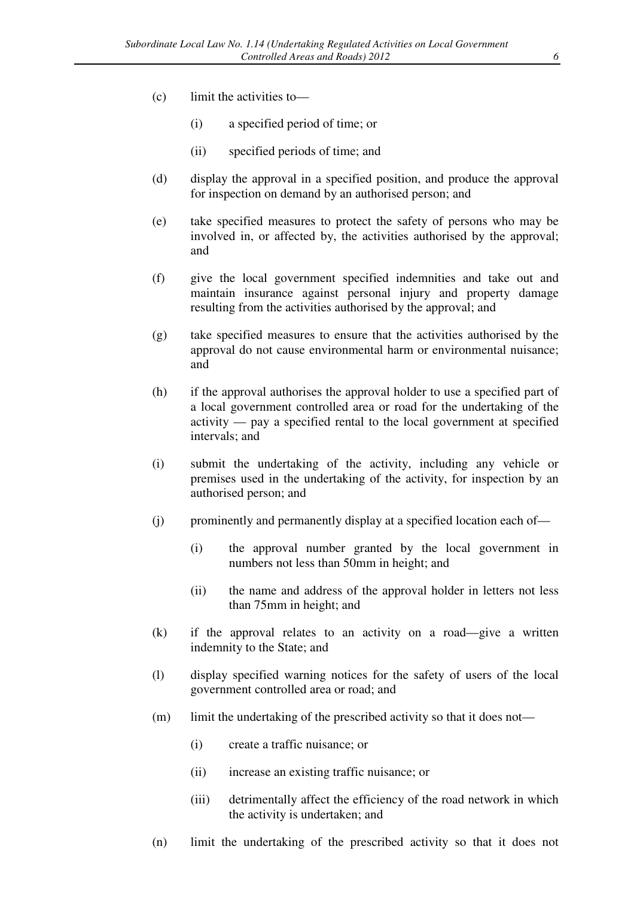(c) limit the activities to—

  (i) a specified period of time; or

  (ii) specified periods of time; and

(d) display the approval in a specified position, and produce the approval for inspection on demand by an authorised person; and

(e) take specified measures to protect the safety of persons who may be involved in, or affected by, the activities authorised by the approval; and

(f) give the local government specified indemnities and take out and maintain insurance against personal injury and property damage resulting from the activities authorised by the approval; and

(g) take specified measures to ensure that the activities authorised by the approval do not cause environmental harm or environmental nuisance; and

(h) if the approval authorises the approval holder to use a specified part of a local government controlled area or road for the undertaking of the activity — pay a specified rental to the local government at specified intervals; and

(i) submit the undertaking of the activity, including any vehicle or premises used in the undertaking of the activity, for inspection by an authorised person; and

(j) prominently and permanently display at a specified location each of—

  (i) the approval number granted by the local government in numbers not less than 50mm in height; and

  (ii) the name and address of the approval holder in letters not less than 75mm in height; and

(k) if the approval relates to an activity on a road—give a written indemnity to the State; and

(l) display specified warning notices for the safety of users of the local government controlled area or road; and

(m) limit the undertaking of the prescribed activity so that it does not—

  (i) create a traffic nuisance; or

  (ii) increase an existing traffic nuisance; or

  (iii) detrimentally affect the efficiency of the road network in which the activity is undertaken; and

(n) limit the undertaking of the prescribed activity so that it does not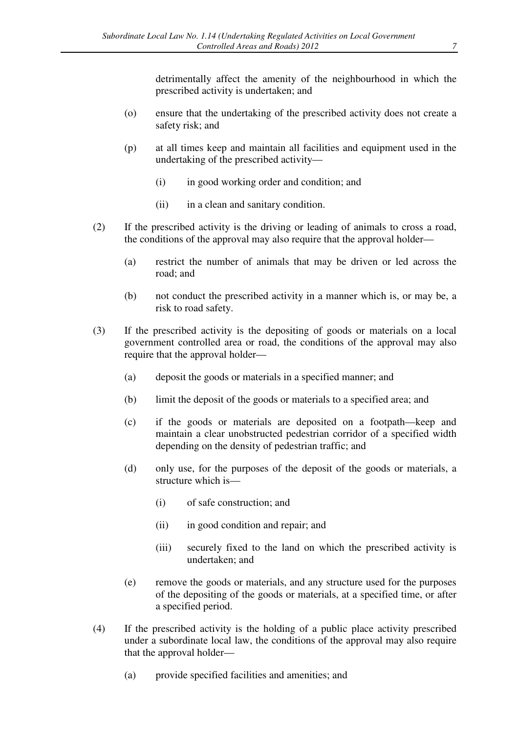detrimentally affect the amenity of the neighbourhood in which the prescribed activity is undertaken; and

(o) ensure that the undertaking of the prescribed activity does not create a safety risk; and

(p) at all times keep and maintain all facilities and equipment used in the undertaking of the prescribed activity—

(i) in good working order and condition; and

(ii) in a clean and sanitary condition.

(2) If the prescribed activity is the driving or leading of animals to cross a road, the conditions of the approval may also require that the approval holder—

(a) restrict the number of animals that may be driven or led across the road; and

(b) not conduct the prescribed activity in a manner which is, or may be, a risk to road safety.

(3) If the prescribed activity is the depositing of goods or materials on a local government controlled area or road, the conditions of the approval may also require that the approval holder—

(a) deposit the goods or materials in a specified manner; and

(b) limit the deposit of the goods or materials to a specified area; and

(c) if the goods or materials are deposited on a footpath—keep and maintain a clear unobstructed pedestrian corridor of a specified width depending on the density of pedestrian traffic; and

(d) only use, for the purposes of the deposit of the goods or materials, a structure which is—

(i) of safe construction; and

(ii) in good condition and repair; and

(iii) securely fixed to the land on which the prescribed activity is undertaken; and

(e) remove the goods or materials, and any structure used for the purposes of the depositing of the goods or materials, at a specified time, or after a specified period.

(4) If the prescribed activity is the holding of a public place activity prescribed under a subordinate local law, the conditions of the approval may also require that the approval holder—

(a) provide specified facilities and amenities; and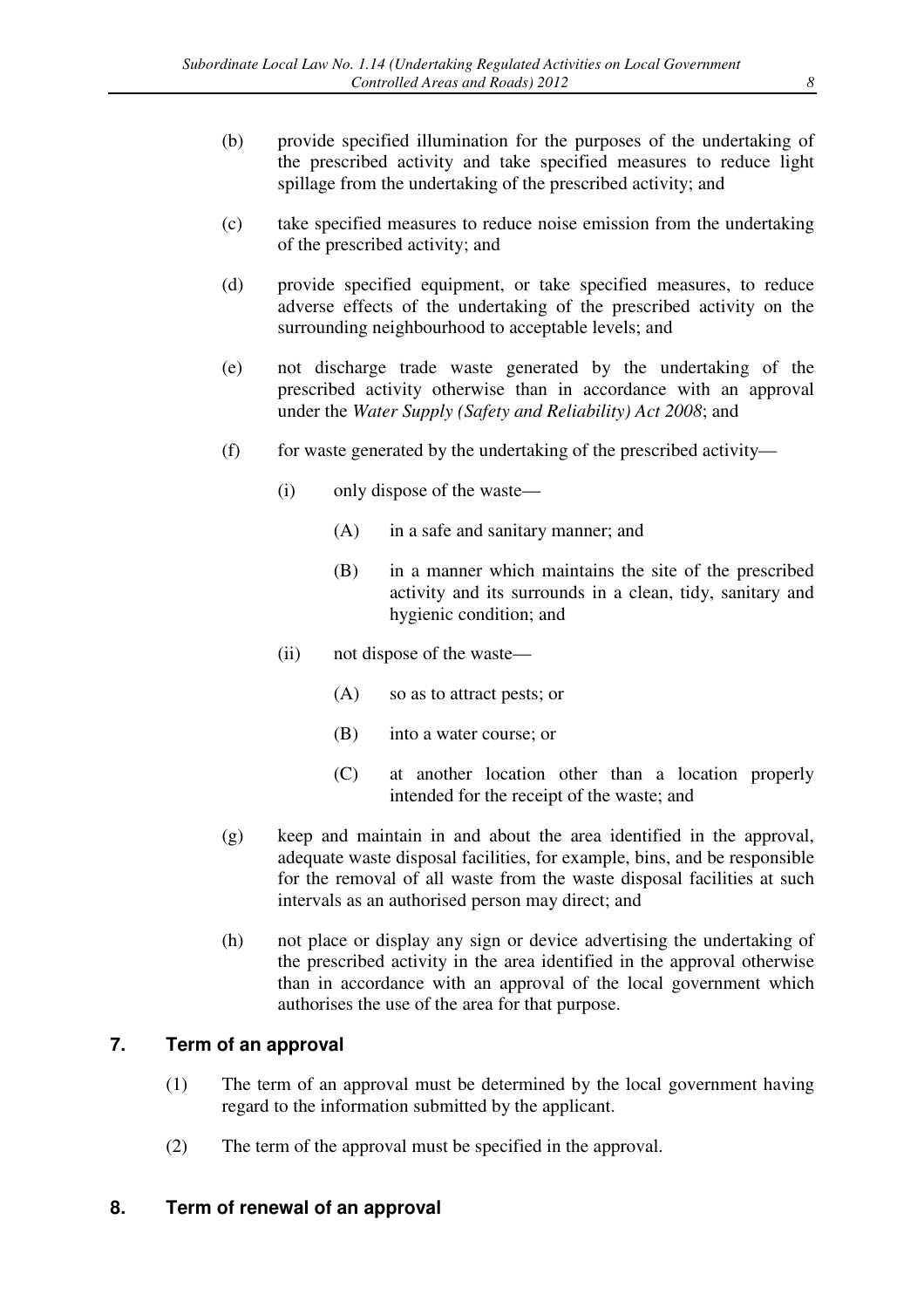(b) provide specified illumination for the purposes of the undertaking of the prescribed activity and take specified measures to reduce light spillage from the undertaking of the prescribed activity; and

(c) take specified measures to reduce noise emission from the undertaking of the prescribed activity; and

(d) provide specified equipment, or take specified measures, to reduce adverse effects of the undertaking of the prescribed activity on the surrounding neighbourhood to acceptable levels; and

(e) not discharge trade waste generated by the undertaking of the prescribed activity otherwise than in accordance with an approval under the *Water Supply (Safety and Reliability) Act 2008*; and

(f) for waste generated by the undertaking of the prescribed activity—

(i) only dispose of the waste—

(A) in a safe and sanitary manner; and

(B) in a manner which maintains the site of the prescribed activity and its surrounds in a clean, tidy, sanitary and hygienic condition; and

(ii) not dispose of the waste—

(A) so as to attract pests; or

(B) into a water course; or

(C) at another location other than a location properly intended for the receipt of the waste; and

(g) keep and maintain in and about the area identified in the approval, adequate waste disposal facilities, for example, bins, and be responsible for the removal of all waste from the waste disposal facilities at such intervals as an authorised person may direct; and

(h) not place or display any sign or device advertising the undertaking of the prescribed activity in the area identified in the approval otherwise than in accordance with an approval of the local government which authorises the use of the area for that purpose.

## 7. Term of an approval

(1) The term of an approval must be determined by the local government having regard to the information submitted by the applicant.

(2) The term of the approval must be specified in the approval.

## 8. Term of renewal of an approval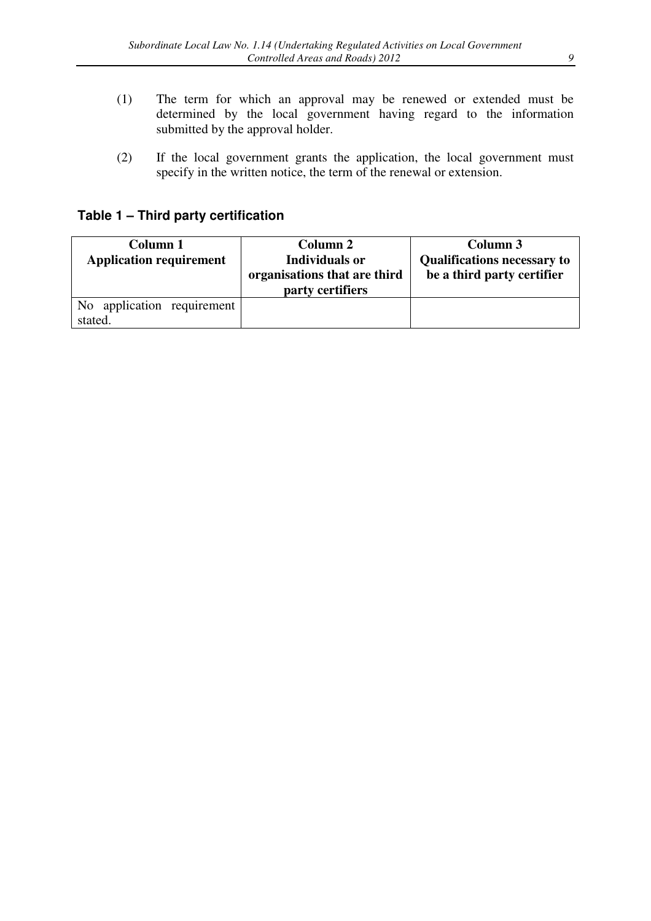(1) The term for which an approval may be renewed or extended must be determined by the local government having regard to the information submitted by the approval holder.

(2) If the local government grants the application, the local government must specify in the written notice, the term of the renewal or extension.

### Table 1 – Third party certification

| Column 1 Application requirement | Column 2 Individuals or organisations that are third party certifiers | Column 3 Qualifications necessary to be a third party certifier |
|---|---|---|
| No application requirement stated. | | |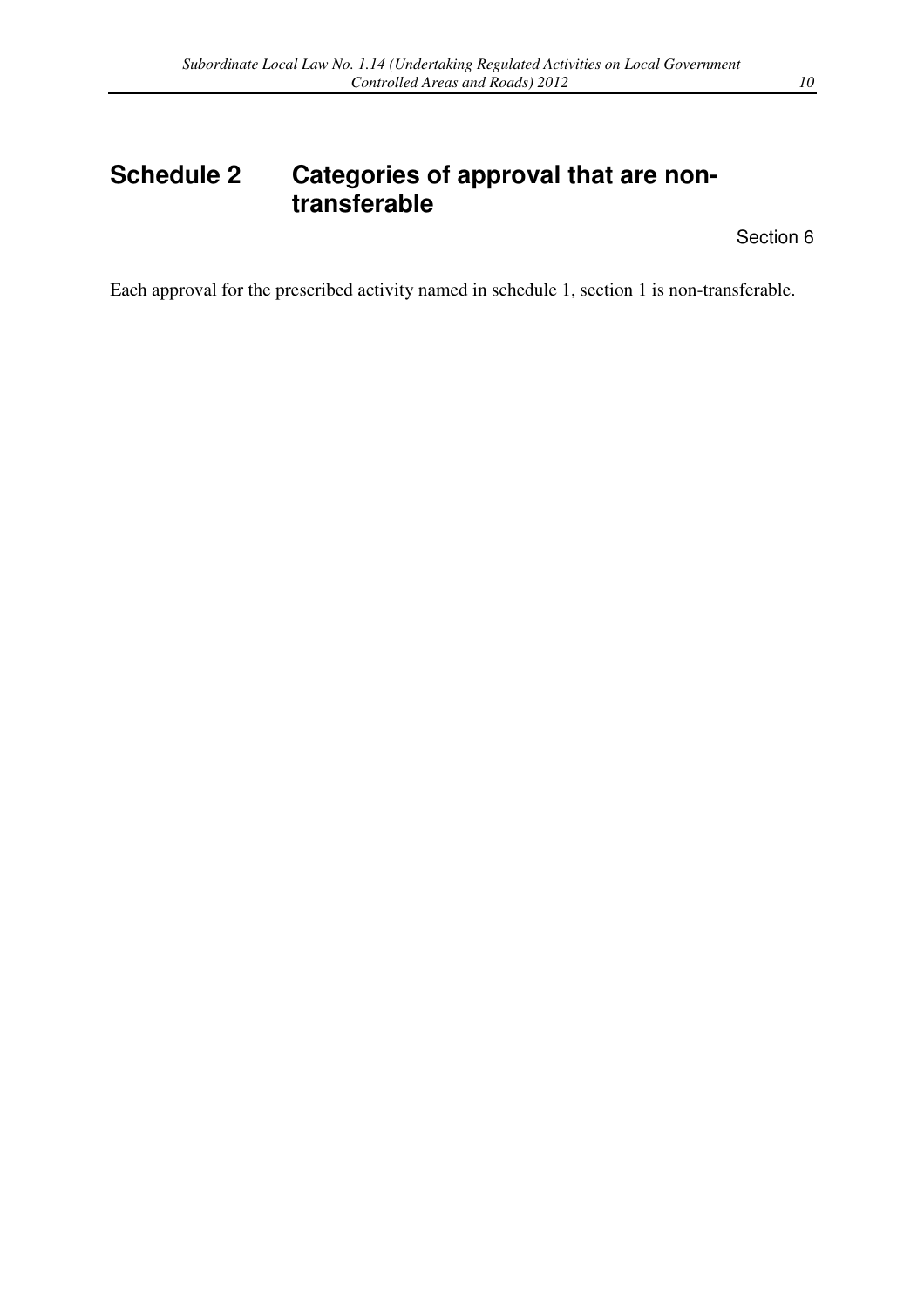# Schedule 2 Categories of approval that are non-transferable

Section 6

Each approval for the prescribed activity named in schedule 1, section 1 is non-transferable.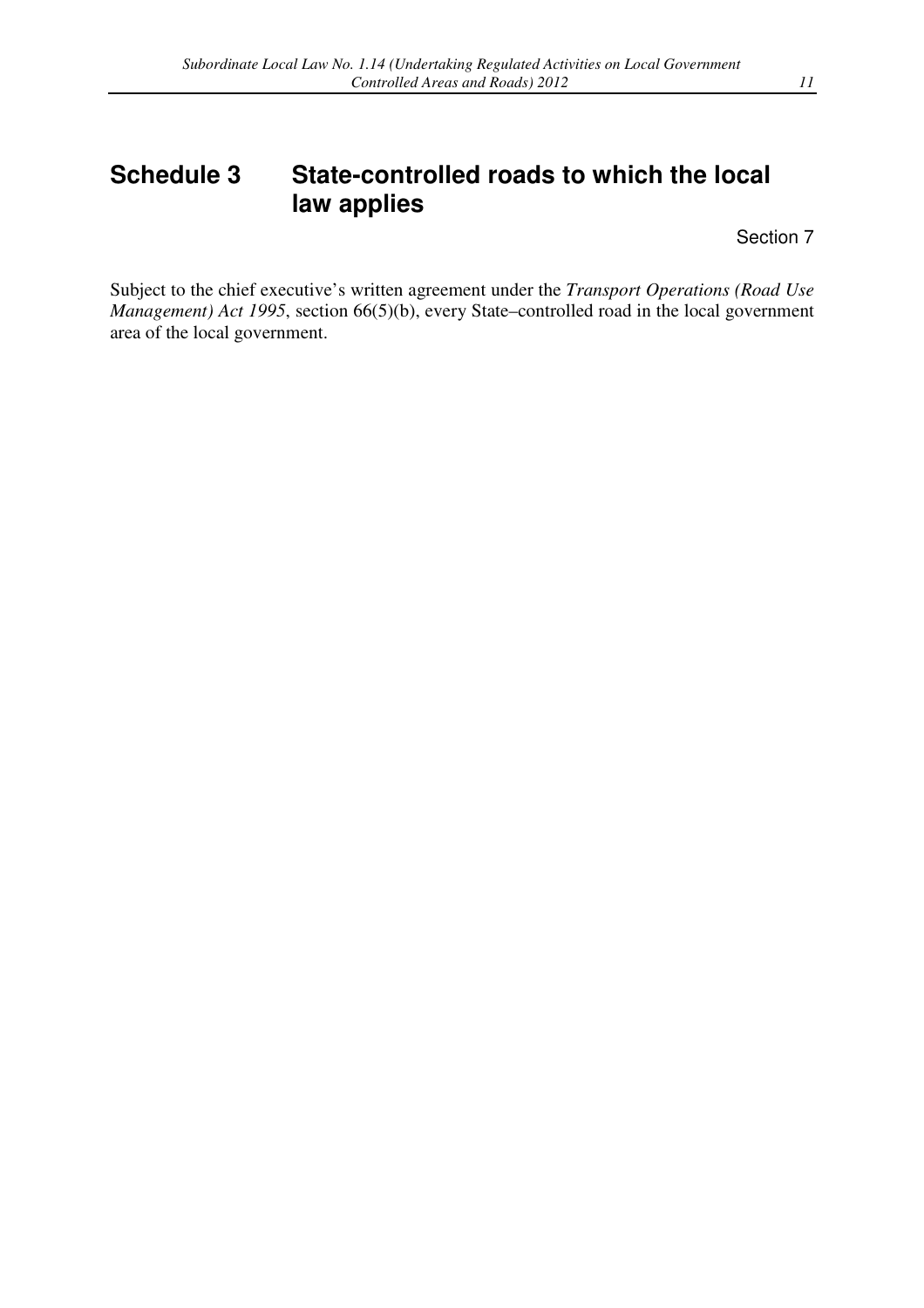# Schedule 3 State-controlled roads to which the local law applies

Section 7

Subject to the chief executive's written agreement under the *Transport Operations (Road Use Management) Act 1995*, section 66(5)(b), every State–controlled road in the local government area of the local government.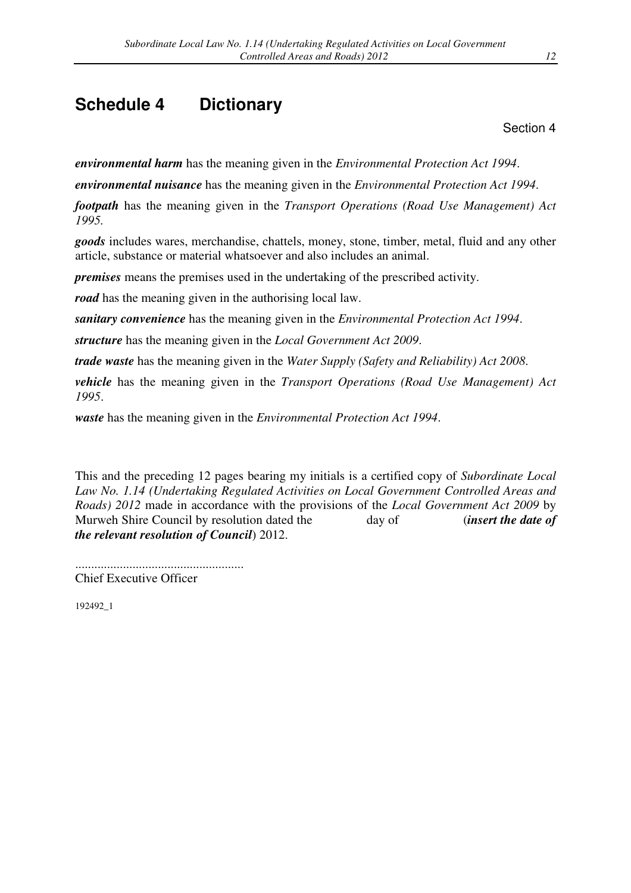# Schedule 4 Dictionary

Section 4

***environmental harm*** has the meaning given in the *Environmental Protection Act 1994*.

***environmental nuisance*** has the meaning given in the *Environmental Protection Act 1994*.

***footpath*** has the meaning given in the *Transport Operations (Road Use Management) Act 1995.*

***goods*** includes wares, merchandise, chattels, money, stone, timber, metal, fluid and any other article, substance or material whatsoever and also includes an animal.

***premises*** means the premises used in the undertaking of the prescribed activity.

***road*** has the meaning given in the authorising local law.

***sanitary convenience*** has the meaning given in the *Environmental Protection Act 1994*.

***structure*** has the meaning given in the *Local Government Act 2009*.

***trade waste*** has the meaning given in the *Water Supply (Safety and Reliability) Act 2008*.

***vehicle*** has the meaning given in the *Transport Operations (Road Use Management) Act 1995*.

***waste*** has the meaning given in the *Environmental Protection Act 1994*.

This and the preceding 12 pages bearing my initials is a certified copy of *Subordinate Local Law No. 1.14 (Undertaking Regulated Activities on Local Government Controlled Areas and Roads) 2012* made in accordance with the provisions of the *Local Government Act 2009* by Murweh Shire Council by resolution dated the day of (***insert the date of the relevant resolution of Council***) 2012.

.....................................................
Chief Executive Officer

192492_1